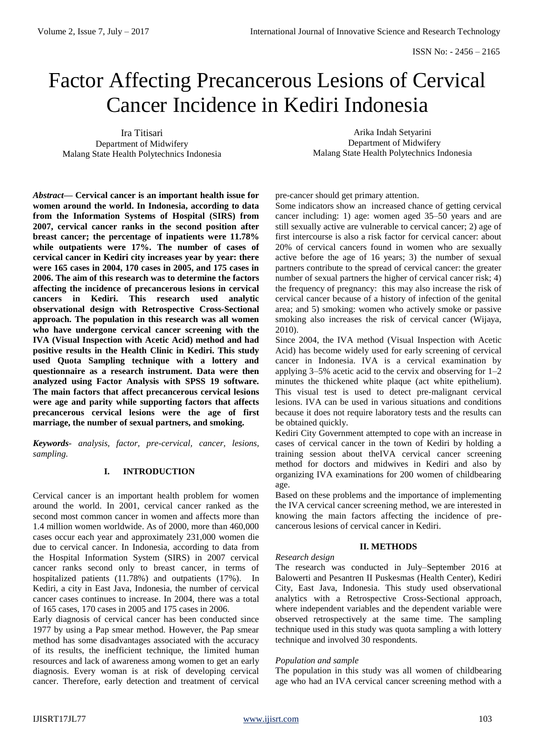# Factor Affecting Precancerous Lesions of Cervical Cancer Incidence in Kediri Indonesia

Ira Titisari
Department of Midwifery
Malang State Health Polytechnics Indonesia

Arika Indah Setyarini
Department of Midwifery
Malang State Health Polytechnics Indonesia

***Abstract*— Cervical cancer is an important health issue for women around the world. In Indonesia, according to data from the Information Systems of Hospital (SIRS) from 2007, cervical cancer ranks in the second position after breast cancer; the percentage of inpatients were 11.78% while outpatients were 17%. The number of cases of cervical cancer in Kediri city increases year by year: there were 165 cases in 2004, 170 cases in 2005, and 175 cases in 2006. The aim of this research was to determine the factors affecting the incidence of precancerous lesions in cervical cancers in Kediri. This research used analytic observational design with Retrospective Cross-Sectional approach. The population in this research was all women who have undergone cervical cancer screening with the IVA (Visual Inspection with Acetic Acid) method and had positive results in the Health Clinic in Kediri. This study used Quota Sampling technique with a lottery and questionnaire as a research instrument. Data were then analyzed using Factor Analysis with SPSS 19 software. The main factors that affect precancerous cervical lesions were age and parity while supporting factors that affects precancerous cervical lesions were the age of first marriage, the number of sexual partners, and smoking.**

***Keywords*-** *analysis, factor, pre-cervical, cancer, lesions, sampling.*

## I. INTRODUCTION

Cervical cancer is an important health problem for women around the world. In 2001, cervical cancer ranked as the second most common cancer in women and affects more than 1.4 million women worldwide. As of 2000, more than 460,000 cases occur each year and approximately 231,000 women die due to cervical cancer. In Indonesia, according to data from the Hospital Information System (SIRS) in 2007 cervical cancer ranks second only to breast cancer, in terms of hospitalized patients (11.78%) and outpatients (17%). In Kediri, a city in East Java, Indonesia, the number of cervical cancer cases continues to increase. In 2004, there was a total of 165 cases, 170 cases in 2005 and 175 cases in 2006.

Early diagnosis of cervical cancer has been conducted since 1977 by using a Pap smear method. However, the Pap smear method has some disadvantages associated with the accuracy of its results, the inefficient technique, the limited human resources and lack of awareness among women to get an early diagnosis. Every woman is at risk of developing cervical cancer. Therefore, early detection and treatment of cervical pre-cancer should get primary attention.

Some indicators show an increased chance of getting cervical cancer including: 1) age: women aged 35–50 years and are still sexually active are vulnerable to cervical cancer; 2) age of first intercourse is also a risk factor for cervical cancer: about 20% of cervical cancers found in women who are sexually active before the age of 16 years; 3) the number of sexual partners contribute to the spread of cervical cancer: the greater number of sexual partners the higher of cervical cancer risk; 4) the frequency of pregnancy: this may also increase the risk of cervical cancer because of a history of infection of the genital area; and 5) smoking: women who actively smoke or passive smoking also increases the risk of cervical cancer (Wijaya, 2010).

Since 2004, the IVA method (Visual Inspection with Acetic Acid) has become widely used for early screening of cervical cancer in Indonesia. IVA is a cervical examination by applying 3–5% acetic acid to the cervix and observing for 1–2 minutes the thickened white plaque (act white epithelium). This visual test is used to detect pre-malignant cervical lesions. IVA can be used in various situations and conditions because it does not require laboratory tests and the results can be obtained quickly.

Kediri City Government attempted to cope with an increase in cases of cervical cancer in the town of Kediri by holding a training session about theIVA cervical cancer screening method for doctors and midwives in Kediri and also by organizing IVA examinations for 200 women of childbearing age.

Based on these problems and the importance of implementing the IVA cervical cancer screening method, we are interested in knowing the main factors affecting the incidence of pre-cancerous lesions of cervical cancer in Kediri.

## II. METHODS

*Research design*

The research was conducted in July–September 2016 at Balowerti and Pesantren II Puskesmas (Health Center), Kediri City, East Java, Indonesia. This study used observational analytics with a Retrospective Cross-Sectional approach, where independent variables and the dependent variable were observed retrospectively at the same time. The sampling technique used in this study was quota sampling a with lottery technique and involved 30 respondents.

*Population and sample*

The population in this study was all women of childbearing age who had an IVA cervical cancer screening method with a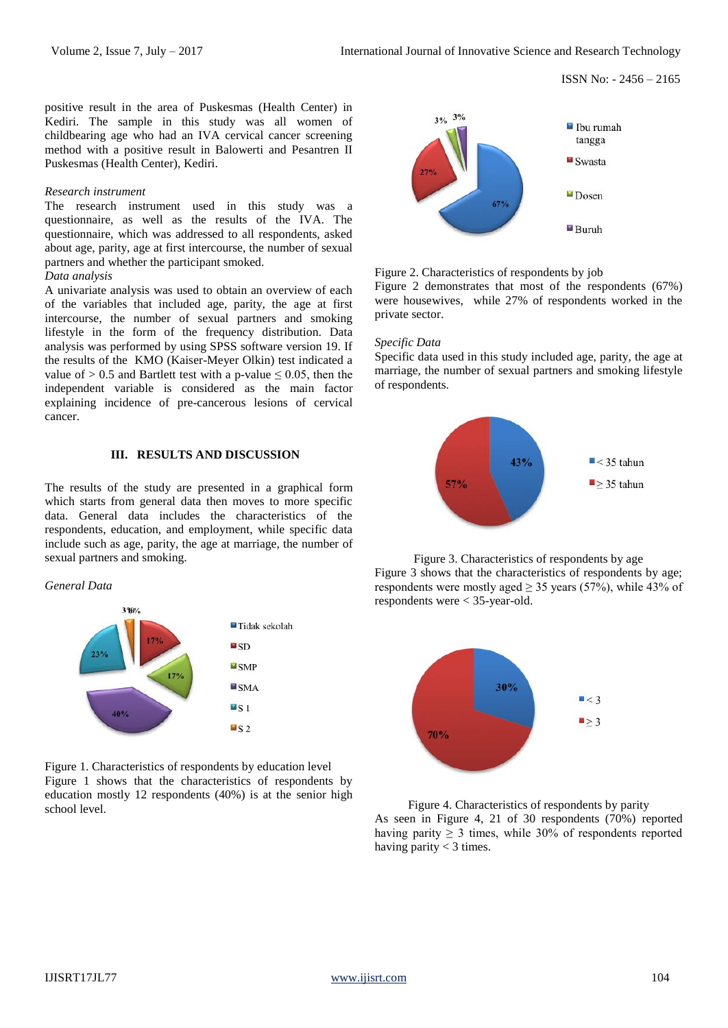positive result in the area of Puskesmas (Health Center) in Kediri. The sample in this study was all women of childbearing age who had an IVA cervical cancer screening method with a positive result in Balowerti and Pesantren II Puskesmas (Health Center), Kediri.

*Research instrument*

The research instrument used in this study was a questionnaire, as well as the results of the IVA. The questionnaire, which was addressed to all respondents, asked about age, parity, age at first intercourse, the number of sexual partners and whether the participant smoked.

*Data analysis*

A univariate analysis was used to obtain an overview of each of the variables that included age, parity, the age at first intercourse, the number of sexual partners and smoking lifestyle in the form of the frequency distribution. Data analysis was performed by using SPSS software version 19. If the results of the KMO (Kaiser-Meyer Olkin) test indicated a value of > 0.5 and Bartlett test with a p-value ≤ 0.05, then the independent variable is considered as the main factor explaining incidence of pre-cancerous lesions of cervical cancer.

## III. RESULTS AND DISCUSSION

The results of the study are presented in a graphical form which starts from general data then moves to more specific data. General data includes the characteristics of the respondents, education, and employment, while specific data include such as age, parity, the age at marriage, the number of sexual partners and smoking.

*General Data*

Figure 1. Characteristics of respondents by education level

Figure 1 shows that the characteristics of respondents by education mostly 12 respondents (40%) is at the senior high school level.

Figure 2. Characteristics of respondents by job

Figure 2 demonstrates that most of the respondents (67%) were housewives, while 27% of respondents worked in the private sector.

*Specific Data*

Specific data used in this study included age, parity, the age at marriage, the number of sexual partners and smoking lifestyle of respondents.

Figure 3. Characteristics of respondents by age

Figure 3 shows that the characteristics of respondents by age; respondents were mostly aged ≥ 35 years (57%), while 43% of respondents were < 35-year-old.

Figure 4. Characteristics of respondents by parity

As seen in Figure 4, 21 of 30 respondents (70%) reported having parity ≥ 3 times, while 30% of respondents reported having parity < 3 times.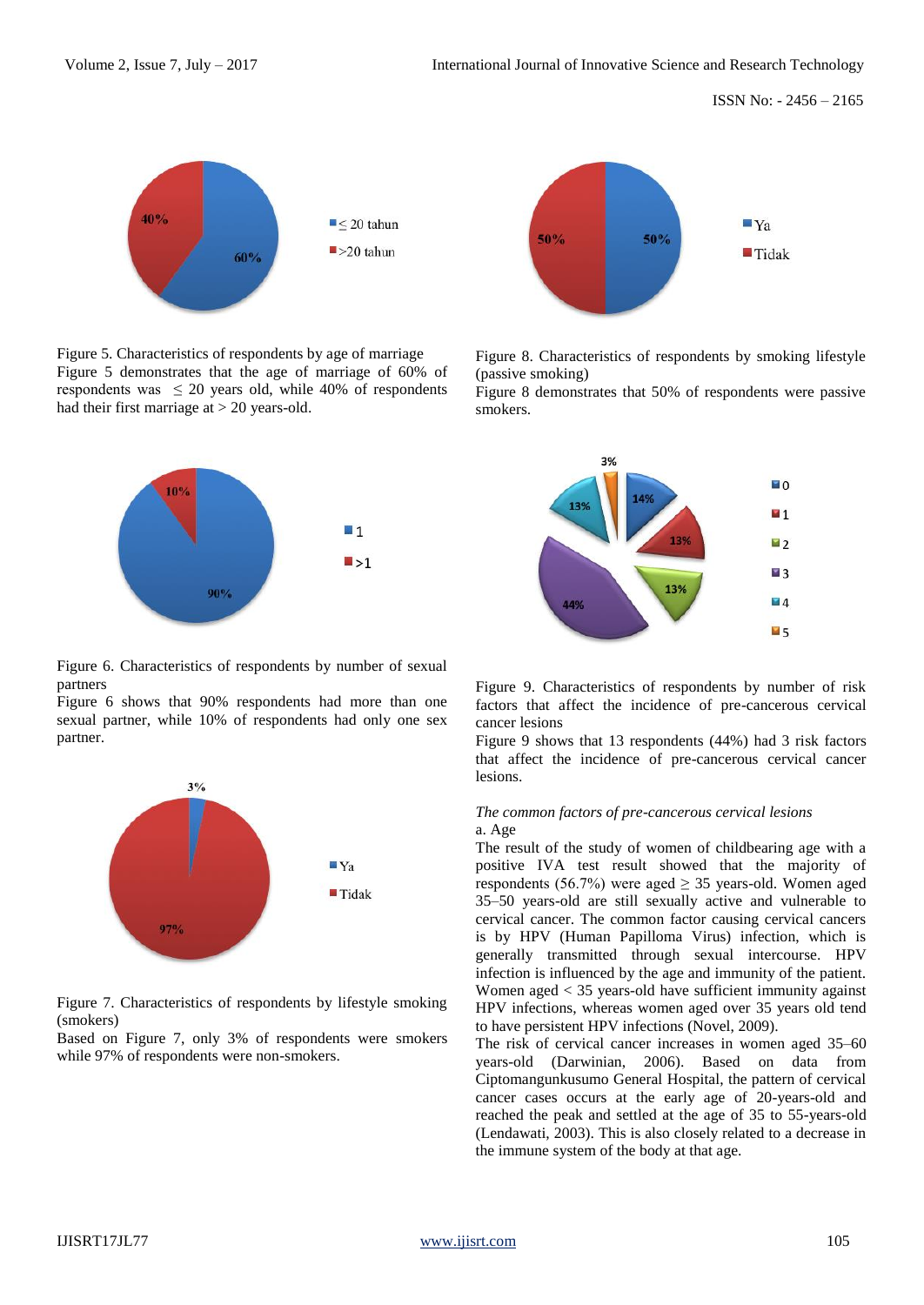Figure 5. Characteristics of respondents by age of marriage

Figure 5 demonstrates that the age of marriage of 60% of respondents was $\leq 20$ years old, while 40% of respondents had their first marriage at > 20 years-old.

Figure 6. Characteristics of respondents by number of sexual partners

Figure 6 shows that 90% respondents had more than one sexual partner, while 10% of respondents had only one sex partner.

Figure 7. Characteristics of respondents by lifestyle smoking (smokers)

Based on Figure 7, only 3% of respondents were smokers while 97% of respondents were non-smokers.

Figure 8. Characteristics of respondents by smoking lifestyle (passive smoking)

Figure 8 demonstrates that 50% of respondents were passive smokers.

Figure 9. Characteristics of respondents by number of risk factors that affect the incidence of pre-cancerous cervical cancer lesions

Figure 9 shows that 13 respondents (44%) had 3 risk factors that affect the incidence of pre-cancerous cervical cancer lesions.

*The common factors of pre-cancerous cervical lesions*

a. Age

The result of the study of women of childbearing age with a positive IVA test result showed that the majority of respondents (56.7%) were aged $\geq 35$ years-old. Women aged 35–50 years-old are still sexually active and vulnerable to cervical cancer. The common factor causing cervical cancers is by HPV (Human Papilloma Virus) infection, which is generally transmitted through sexual intercourse. HPV infection is influenced by the age and immunity of the patient. Women aged < 35 years-old have sufficient immunity against HPV infections, whereas women aged over 35 years old tend to have persistent HPV infections (Novel, 2009).

The risk of cervical cancer increases in women aged 35–60 years-old (Darwinian, 2006). Based on data from Ciptomangunkusumo General Hospital, the pattern of cervical cancer cases occurs at the early age of 20-years-old and reached the peak and settled at the age of 35 to 55-years-old (Lendawati, 2003). This is also closely related to a decrease in the immune system of the body at that age.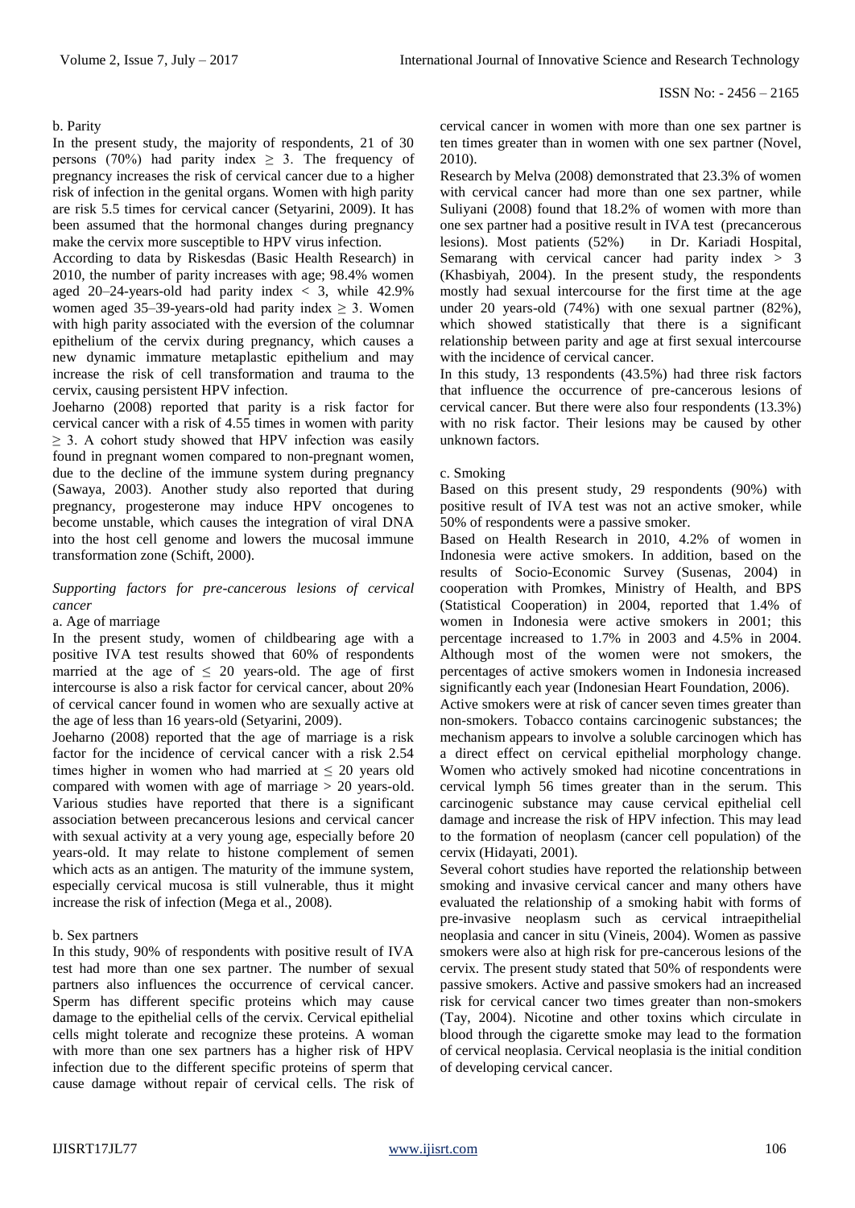b. Parity

In the present study, the majority of respondents, 21 of 30 persons (70%) had parity index ≥ 3. The frequency of pregnancy increases the risk of cervical cancer due to a higher risk of infection in the genital organs. Women with high parity are risk 5.5 times for cervical cancer (Setyarini, 2009). It has been assumed that the hormonal changes during pregnancy make the cervix more susceptible to HPV virus infection.

According to data by Riskesdas (Basic Health Research) in 2010, the number of parity increases with age; 98.4% women aged 20–24-years-old had parity index < 3, while 42.9% women aged 35–39-years-old had parity index ≥ 3. Women with high parity associated with the eversion of the columnar epithelium of the cervix during pregnancy, which causes a new dynamic immature metaplastic epithelium and may increase the risk of cell transformation and trauma to the cervix, causing persistent HPV infection.

Joeharno (2008) reported that parity is a risk factor for cervical cancer with a risk of 4.55 times in women with parity ≥ 3. A cohort study showed that HPV infection was easily found in pregnant women compared to non-pregnant women, due to the decline of the immune system during pregnancy (Sawaya, 2003). Another study also reported that during pregnancy, progesterone may induce HPV oncogenes to become unstable, which causes the integration of viral DNA into the host cell genome and lowers the mucosal immune transformation zone (Schift, 2000).

*Supporting factors for pre-cancerous lesions of cervical cancer*

a. Age of marriage

In the present study, women of childbearing age with a positive IVA test results showed that 60% of respondents married at the age of ≤ 20 years-old. The age of first intercourse is also a risk factor for cervical cancer, about 20% of cervical cancer found in women who are sexually active at the age of less than 16 years-old (Setyarini, 2009).

Joeharno (2008) reported that the age of marriage is a risk factor for the incidence of cervical cancer with a risk 2.54 times higher in women who had married at ≤ 20 years old compared with women with age of marriage > 20 years-old. Various studies have reported that there is a significant association between precancerous lesions and cervical cancer with sexual activity at a very young age, especially before 20 years-old. It may relate to histone complement of semen which acts as an antigen. The maturity of the immune system, especially cervical mucosa is still vulnerable, thus it might increase the risk of infection (Mega et al., 2008).

b. Sex partners

In this study, 90% of respondents with positive result of IVA test had more than one sex partner. The number of sexual partners also influences the occurrence of cervical cancer. Sperm has different specific proteins which may cause damage to the epithelial cells of the cervix. Cervical epithelial cells might tolerate and recognize these proteins. A woman with more than one sex partners has a higher risk of HPV infection due to the different specific proteins of sperm that cause damage without repair of cervical cells. The risk of cervical cancer in women with more than one sex partner is ten times greater than in women with one sex partner (Novel, 2010).

Research by Melva (2008) demonstrated that 23.3% of women with cervical cancer had more than one sex partner, while Suliyani (2008) found that 18.2% of women with more than one sex partner had a positive result in IVA test (precancerous lesions). Most patients (52%) in Dr. Kariadi Hospital, Semarang with cervical cancer had parity index > 3 (Khasbiyah, 2004). In the present study, the respondents mostly had sexual intercourse for the first time at the age under 20 years-old (74%) with one sexual partner (82%), which showed statistically that there is a significant relationship between parity and age at first sexual intercourse with the incidence of cervical cancer.

In this study, 13 respondents (43.5%) had three risk factors that influence the occurrence of pre-cancerous lesions of cervical cancer. But there were also four respondents (13.3%) with no risk factor. Their lesions may be caused by other unknown factors.

c. Smoking

Based on this present study, 29 respondents (90%) with positive result of IVA test was not an active smoker, while 50% of respondents were a passive smoker.

Based on Health Research in 2010, 4.2% of women in Indonesia were active smokers. In addition, based on the results of Socio-Economic Survey (Susenas, 2004) in cooperation with Promkes, Ministry of Health, and BPS (Statistical Cooperation) in 2004, reported that 1.4% of women in Indonesia were active smokers in 2001; this percentage increased to 1.7% in 2003 and 4.5% in 2004. Although most of the women were not smokers, the percentages of active smokers women in Indonesia increased significantly each year (Indonesian Heart Foundation, 2006).

Active smokers were at risk of cancer seven times greater than non-smokers. Tobacco contains carcinogenic substances; the mechanism appears to involve a soluble carcinogen which has a direct effect on cervical epithelial morphology change. Women who actively smoked had nicotine concentrations in cervical lymph 56 times greater than in the serum. This carcinogenic substance may cause cervical epithelial cell damage and increase the risk of HPV infection. This may lead to the formation of neoplasm (cancer cell population) of the cervix (Hidayati, 2001).

Several cohort studies have reported the relationship between smoking and invasive cervical cancer and many others have evaluated the relationship of a smoking habit with forms of pre-invasive neoplasm such as cervical intraepithelial neoplasia and cancer in situ (Vineis, 2004). Women as passive smokers were also at high risk for pre-cancerous lesions of the cervix. The present study stated that 50% of respondents were passive smokers. Active and passive smokers had an increased risk for cervical cancer two times greater than non-smokers (Tay, 2004). Nicotine and other toxins which circulate in blood through the cigarette smoke may lead to the formation of cervical neoplasia. Cervical neoplasia is the initial condition of developing cervical cancer.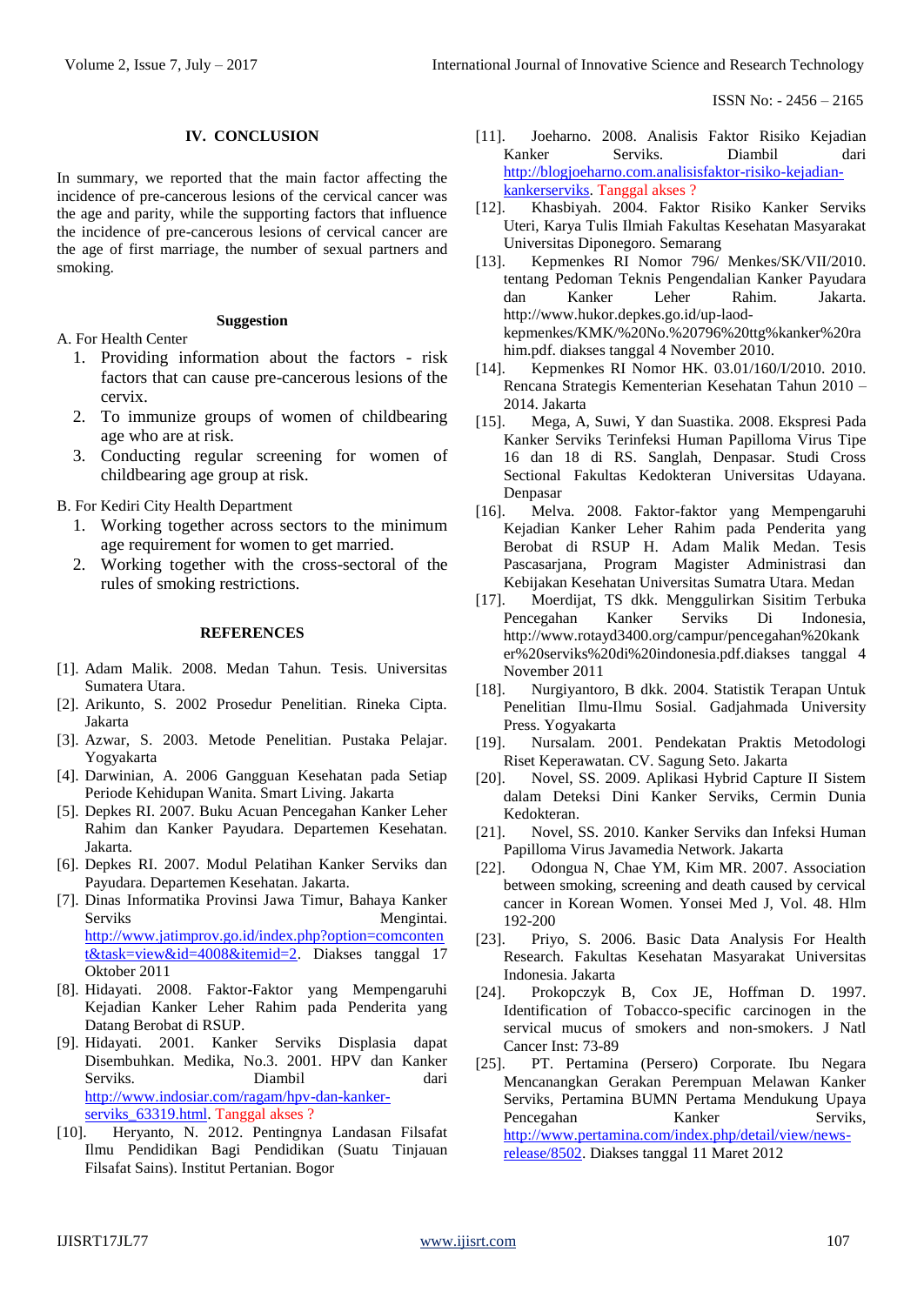## IV. CONCLUSION

In summary, we reported that the main factor affecting the incidence of pre-cancerous lesions of the cervical cancer was the age and parity, while the supporting factors that influence the incidence of pre-cancerous lesions of cervical cancer are the age of first marriage, the number of sexual partners and smoking.

### Suggestion

A. For Health Center

1. Providing information about the factors - risk factors that can cause pre-cancerous lesions of the cervix.
2. To immunize groups of women of childbearing age who are at risk.
3. Conducting regular screening for women of childbearing age group at risk.

B. For Kediri City Health Department

1. Working together across sectors to the minimum age requirement for women to get married.
2. Working together with the cross-sectoral of the rules of smoking restrictions.

## REFERENCES

[1]. Adam Malik. 2008. Medan Tahun. Tesis. Universitas Sumatera Utara.

[2]. Arikunto, S. 2002 Prosedur Penelitian. Rineka Cipta. Jakarta

[3]. Azwar, S. 2003. Metode Penelitian. Pustaka Pelajar. Yogyakarta

[4]. Darwinian, A. 2006 Gangguan Kesehatan pada Setiap Periode Kehidupan Wanita. Smart Living. Jakarta

[5]. Depkes RI. 2007. Buku Acuan Pencegahan Kanker Leher Rahim dan Kanker Payudara. Departemen Kesehatan. Jakarta.

[6]. Depkes RI. 2007. Modul Pelatihan Kanker Serviks dan Payudara. Departemen Kesehatan. Jakarta.

[7]. Dinas Informatika Provinsi Jawa Timur, Bahaya Kanker Serviks Mengintai. http://www.jatimprov.go.id/index.php?option=comcontent&task=view&id=4008&itemid=2. Diakses tanggal 17 Oktober 2011

[8]. Hidayati. 2008. Faktor-Faktor yang Mempengaruhi Kejadian Kanker Leher Rahim pada Penderita yang Datang Berobat di RSUP.

[9]. Hidayati. 2001. Kanker Serviks Displasia dapat Disembuhkan. Medika, No.3. 2001. HPV dan Kanker Serviks. Diambil dari http://www.indosiar.com/ragam/hpv-dan-kanker-serviks_63319.html. Tanggal akses ?

[10]. Heryanto, N. 2012. Pentingnya Landasan Filsafat Ilmu Pendidikan Bagi Pendidikan (Suatu Tinjauan Filsafat Sains). Institut Pertanian. Bogor

[11]. Joeharno. 2008. Analisis Faktor Risiko Kejadian Kanker Serviks. Diambil dari http://blogjoeharno.com.analisisfaktor-risiko-kejadian-kankerserviks. Tanggal akses ?

[12]. Khasbiyah. 2004. Faktor Risiko Kanker Serviks Uteri, Karya Tulis Ilmiah Fakultas Kesehatan Masyarakat Universitas Diponegoro. Semarang

[13]. Kepmenkes RI Nomor 796/ Menkes/SK/VII/2010. tentang Pedoman Teknis Pengendalian Kanker Payudara dan Kanker Leher Rahim. Jakarta. http://www.hukor.depkes.go.id/up-laod-kepmenkes/KMK/%20No.%20796%20ttg%kanker%20rahim.pdf. diakses tanggal 4 November 2010.

[14]. Kepmenkes RI Nomor HK. 03.01/160/I/2010. 2010. Rencana Strategis Kementerian Kesehatan Tahun 2010 – 2014. Jakarta

[15]. Mega, A, Suwi, Y dan Suastika. 2008. Ekspresi Pada Kanker Serviks Terinfeksi Human Papilloma Virus Tipe 16 dan 18 di RS. Sanglah, Denpasar. Studi Cross Sectional Fakultas Kedokteran Universitas Udayana. Denpasar

[16]. Melva. 2008. Faktor-faktor yang Mempengaruhi Kejadian Kanker Leher Rahim pada Penderita yang Berobat di RSUP H. Adam Malik Medan. Tesis Pascasarjana, Program Magister Administrasi dan Kebijakan Kesehatan Universitas Sumatra Utara. Medan

[17]. Moerdijat, TS dkk. Menggulirkan Sisitim Terbuka Pencegahan Kanker Serviks Di Indonesia, http://www.rotayd3400.org/campur/pencegahan%20kanker%20serviks%20di%20indonesia.pdf.diakses tanggal 4 November 2011

[18]. Nurgiyantoro, B dkk. 2004. Statistik Terapan Untuk Penelitian Ilmu-Ilmu Sosial. Gadjahmada University Press. Yogyakarta

[19]. Nursalam. 2001. Pendekatan Praktis Metodologi Riset Keperawatan. CV. Sagung Seto. Jakarta

[20]. Novel, SS. 2009. Aplikasi Hybrid Capture II Sistem dalam Deteksi Dini Kanker Serviks, Cermin Dunia Kedokteran.

[21]. Novel, SS. 2010. Kanker Serviks dan Infeksi Human Papilloma Virus Javamedia Network. Jakarta

[22]. Odongua N, Chae YM, Kim MR. 2007. Association between smoking, screening and death caused by cervical cancer in Korean Women. Yonsei Med J, Vol. 48. Hlm 192-200

[23]. Priyo, S. 2006. Basic Data Analysis For Health Research. Fakultas Kesehatan Masyarakat Universitas Indonesia. Jakarta

[24]. Prokopczyk B, Cox JE, Hoffman D. 1997. Identification of Tobacco-specific carcinogen in the servical mucus of smokers and non-smokers. J Natl Cancer Inst: 73-89

[25]. PT. Pertamina (Persero) Corporate. Ibu Negara Mencanangkan Gerakan Perempuan Melawan Kanker Serviks, Pertamina BUMN Pertama Mendukung Upaya Pencegahan Kanker Serviks, http://www.pertamina.com/index.php/detail/view/news-release/8502. Diakses tanggal 11 Maret 2012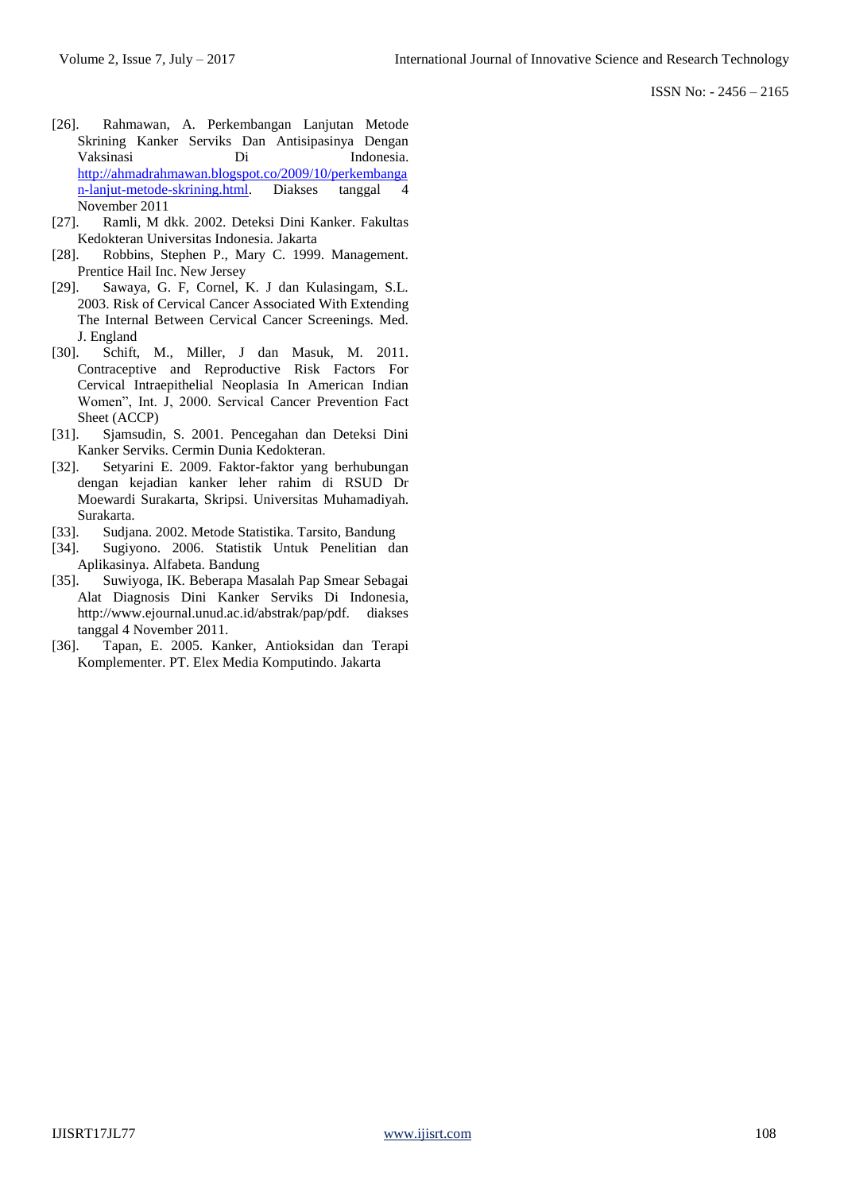[26]. Rahmawan, A. Perkembangan Lanjutan Metode Skrining Kanker Serviks Dan Antisipasinya Dengan Vaksinasi Di Indonesia. http://ahmadrahmawan.blogspot.co/2009/10/perkembangan-lanjut-metode-skrining.html. Diakses tanggal 4 November 2011

[27]. Ramli, M dkk. 2002. Deteksi Dini Kanker. Fakultas Kedokteran Universitas Indonesia. Jakarta

[28]. Robbins, Stephen P., Mary C. 1999. Management. Prentice Hail Inc. New Jersey

[29]. Sawaya, G. F, Cornel, K. J dan Kulasingam, S.L. 2003. Risk of Cervical Cancer Associated With Extending The Internal Between Cervical Cancer Screenings. Med. J. England

[30]. Schift, M., Miller, J dan Masuk, M. 2011. Contraceptive and Reproductive Risk Factors For Cervical Intraepithelial Neoplasia In American Indian Women", Int. J, 2000. Servical Cancer Prevention Fact Sheet (ACCP)

[31]. Sjamsudin, S. 2001. Pencegahan dan Deteksi Dini Kanker Serviks. Cermin Dunia Kedokteran.

[32]. Setyarini E. 2009. Faktor-faktor yang berhubungan dengan kejadian kanker leher rahim di RSUD Dr Moewardi Surakarta, Skripsi. Universitas Muhamadiyah. Surakarta.

[33]. Sudjana. 2002. Metode Statistika. Tarsito, Bandung

[34]. Sugiyono. 2006. Statistik Untuk Penelitian dan Aplikasinya. Alfabeta. Bandung

[35]. Suwiyoga, IK. Beberapa Masalah Pap Smear Sebagai Alat Diagnosis Dini Kanker Serviks Di Indonesia, http://www.ejournal.unud.ac.id/abstrak/pap/pdf. diakses tanggal 4 November 2011.

[36]. Tapan, E. 2005. Kanker, Antioksidan dan Terapi Komplementer. PT. Elex Media Komputindo. Jakarta